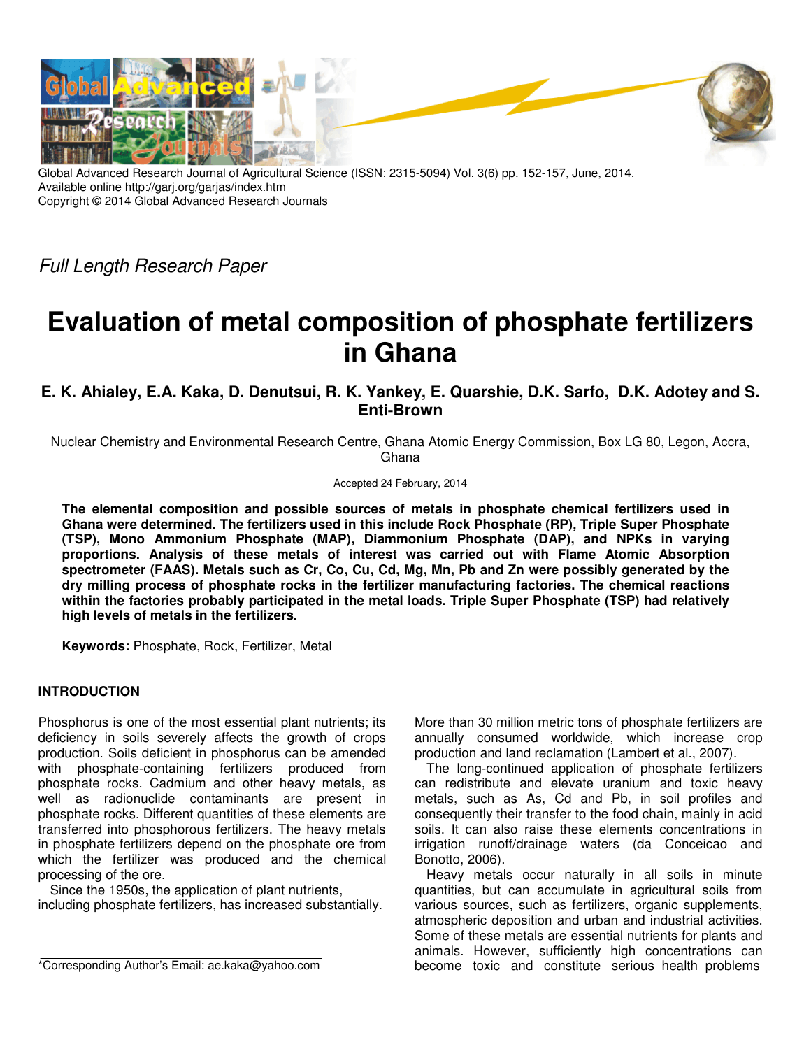Global Advanced Research Journal of Agricultural Science (ISSN: 2315-5094) Vol. 3(6) pp. 152-157, June, 2014.
Available online http://garj.org/garjas/index.htm
Copyright © 2014 Global Advanced Research Journals

*Full Length Research Paper*

# Evaluation of metal composition of phosphate fertilizers in Ghana

**E. K. Ahialey, E.A. Kaka, D. Denutsui, R. K. Yankey, E. Quarshie, D.K. Sarfo, D.K. Adotey and S. Enti-Brown**

Nuclear Chemistry and Environmental Research Centre, Ghana Atomic Energy Commission, Box LG 80, Legon, Accra, Ghana

Accepted 24 February, 2014

**The elemental composition and possible sources of metals in phosphate chemical fertilizers used in Ghana were determined. The fertilizers used in this include Rock Phosphate (RP), Triple Super Phosphate (TSP), Mono Ammonium Phosphate (MAP), Diammonium Phosphate (DAP), and NPKs in varying proportions. Analysis of these metals of interest was carried out with Flame Atomic Absorption spectrometer (FAAS). Metals such as Cr, Co, Cu, Cd, Mg, Mn, Pb and Zn were possibly generated by the dry milling process of phosphate rocks in the fertilizer manufacturing factories. The chemical reactions within the factories probably participated in the metal loads. Triple Super Phosphate (TSP) had relatively high levels of metals in the fertilizers.**

**Keywords:** Phosphate, Rock, Fertilizer, Metal

## INTRODUCTION

Phosphorus is one of the most essential plant nutrients; its deficiency in soils severely affects the growth of crops production. Soils deficient in phosphorus can be amended with phosphate-containing fertilizers produced from phosphate rocks. Cadmium and other heavy metals, as well as radionuclide contaminants are present in phosphate rocks. Different quantities of these elements are transferred into phosphorous fertilizers. The heavy metals in phosphate fertilizers depend on the phosphate ore from which the fertilizer was produced and the chemical processing of the ore.

Since the 1950s, the application of plant nutrients, including phosphate fertilizers, has increased substantially. More than 30 million metric tons of phosphate fertilizers are annually consumed worldwide, which increase crop production and land reclamation (Lambert et al., 2007).

The long-continued application of phosphate fertilizers can redistribute and elevate uranium and toxic heavy metals, such as As, Cd and Pb, in soil profiles and consequently their transfer to the food chain, mainly in acid soils. It can also raise these elements concentrations in irrigation runoff/drainage waters (da Conceicao and Bonotto, 2006).

Heavy metals occur naturally in all soils in minute quantities, but can accumulate in agricultural soils from various sources, such as fertilizers, organic supplements, atmospheric deposition and urban and industrial activities. Some of these metals are essential nutrients for plants and animals. However, sufficiently high concentrations can become toxic and constitute serious health problems

*Corresponding Author's Email: ae.kaka@yahoo.com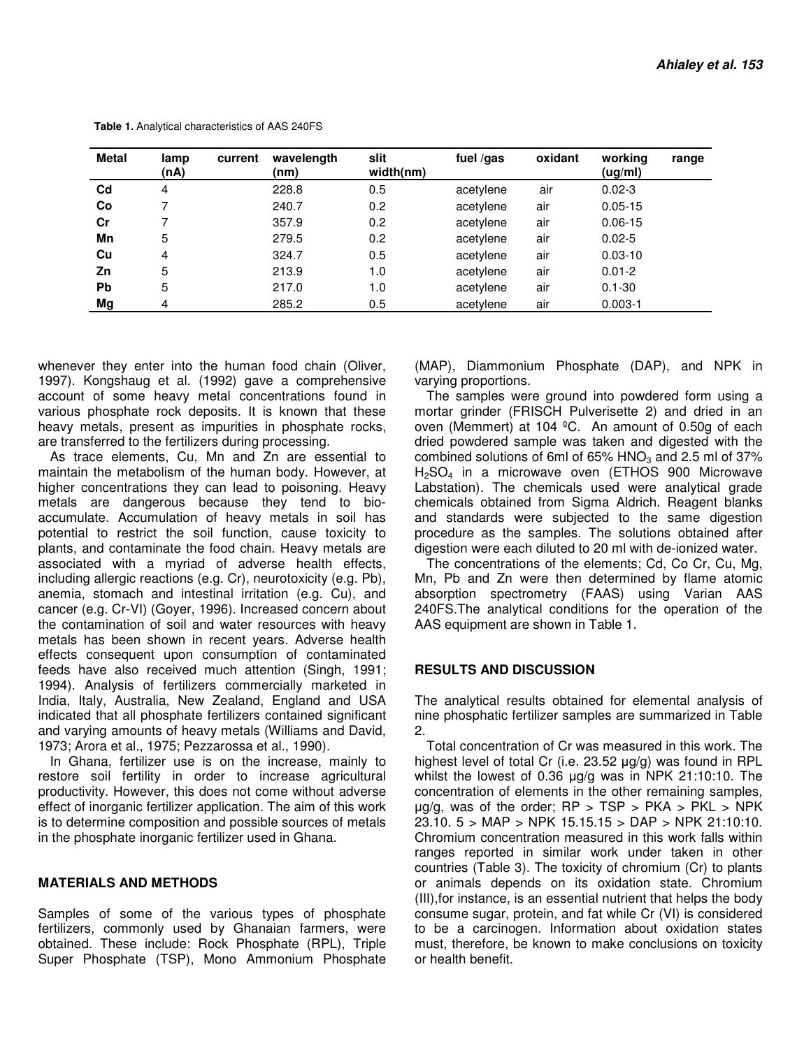**Table 1.** Analytical characteristics of AAS 240FS

| Metal | lamp current (nA) | wavelength (nm) | slit width(nm) | fuel /gas | oxidant | working range (ug/ml) |
|---|---|---|---|---|---|---|
| **Cd** | 4 | 228.8 | 0.5 | acetylene | air | 0.02-3 |
| **Co** | 7 | 240.7 | 0.2 | acetylene | air | 0.05-15 |
| **Cr** | 7 | 357.9 | 0.2 | acetylene | air | 0.06-15 |
| **Mn** | 5 | 279.5 | 0.2 | acetylene | air | 0.02-5 |
| **Cu** | 4 | 324.7 | 0.5 | acetylene | air | 0.03-10 |
| **Zn** | 5 | 213.9 | 1.0 | acetylene | air | 0.01-2 |
| **Pb** | 5 | 217.0 | 1.0 | acetylene | air | 0.1-30 |
| **Mg** | 4 | 285.2 | 0.5 | acetylene | air | 0.003-1 |

whenever they enter into the human food chain (Oliver, 1997). Kongshaug et al. (1992) gave a comprehensive account of some heavy metal concentrations found in various phosphate rock deposits. It is known that these heavy metals, present as impurities in phosphate rocks, are transferred to the fertilizers during processing.

As trace elements, Cu, Mn and Zn are essential to maintain the metabolism of the human body. However, at higher concentrations they can lead to poisoning. Heavy metals are dangerous because they tend to bio-accumulate. Accumulation of heavy metals in soil has potential to restrict the soil function, cause toxicity to plants, and contaminate the food chain. Heavy metals are associated with a myriad of adverse health effects, including allergic reactions (e.g. Cr), neurotoxicity (e.g. Pb), anemia, stomach and intestinal irritation (e.g. Cu), and cancer (e.g. Cr-VI) (Goyer, 1996). Increased concern about the contamination of soil and water resources with heavy metals has been shown in recent years. Adverse health effects consequent upon consumption of contaminated feeds have also received much attention (Singh, 1991; 1994). Analysis of fertilizers commercially marketed in India, Italy, Australia, New Zealand, England and USA indicated that all phosphate fertilizers contained significant and varying amounts of heavy metals (Williams and David, 1973; Arora et al., 1975; Pezzarossa et al., 1990).

In Ghana, fertilizer use is on the increase, mainly to restore soil fertility in order to increase agricultural productivity. However, this does not come without adverse effect of inorganic fertilizer application. The aim of this work is to determine composition and possible sources of metals in the phosphate inorganic fertilizer used in Ghana.

## MATERIALS AND METHODS

Samples of some of the various types of phosphate fertilizers, commonly used by Ghanaian farmers, were obtained. These include: Rock Phosphate (RPL), Triple Super Phosphate (TSP), Mono Ammonium Phosphate (MAP), Diammonium Phosphate (DAP), and NPK in varying proportions.

The samples were ground into powdered form using a mortar grinder (FRISCH Pulverisette 2) and dried in an oven (Memmert) at 104 ºC. An amount of 0.50g of each dried powdered sample was taken and digested with the combined solutions of 6ml of 65% $HNO_3$ and 2.5 ml of 37% $H_2SO_4$ in a microwave oven (ETHOS 900 Microwave Labstation). The chemicals used were analytical grade chemicals obtained from Sigma Aldrich. Reagent blanks and standards were subjected to the same digestion procedure as the samples. The solutions obtained after digestion were each diluted to 20 ml with de-ionized water.

The concentrations of the elements; Cd, Co Cr, Cu, Mg, Mn, Pb and Zn were then determined by flame atomic absorption spectrometry (FAAS) using Varian AAS 240FS.The analytical conditions for the operation of the AAS equipment are shown in Table 1.

## RESULTS AND DISCUSSION

The analytical results obtained for elemental analysis of nine phosphatic fertilizer samples are summarized in Table 2.

Total concentration of Cr was measured in this work. The highest level of total Cr (i.e. 23.52 µg/g) was found in RPL whilst the lowest of 0.36 µg/g was in NPK 21:10:10. The concentration of elements in the other remaining samples, µg/g, was of the order; RP > TSP > PKA > PKL > NPK 23.10. 5 > MAP > NPK 15.15.15 > DAP > NPK 21:10:10. Chromium concentration measured in this work falls within ranges reported in similar work under taken in other countries (Table 3). The toxicity of chromium (Cr) to plants or animals depends on its oxidation state. Chromium (III),for instance, is an essential nutrient that helps the body consume sugar, protein, and fat while Cr (VI) is considered to be a carcinogen. Information about oxidation states must, therefore, be known to make conclusions on toxicity or health benefit.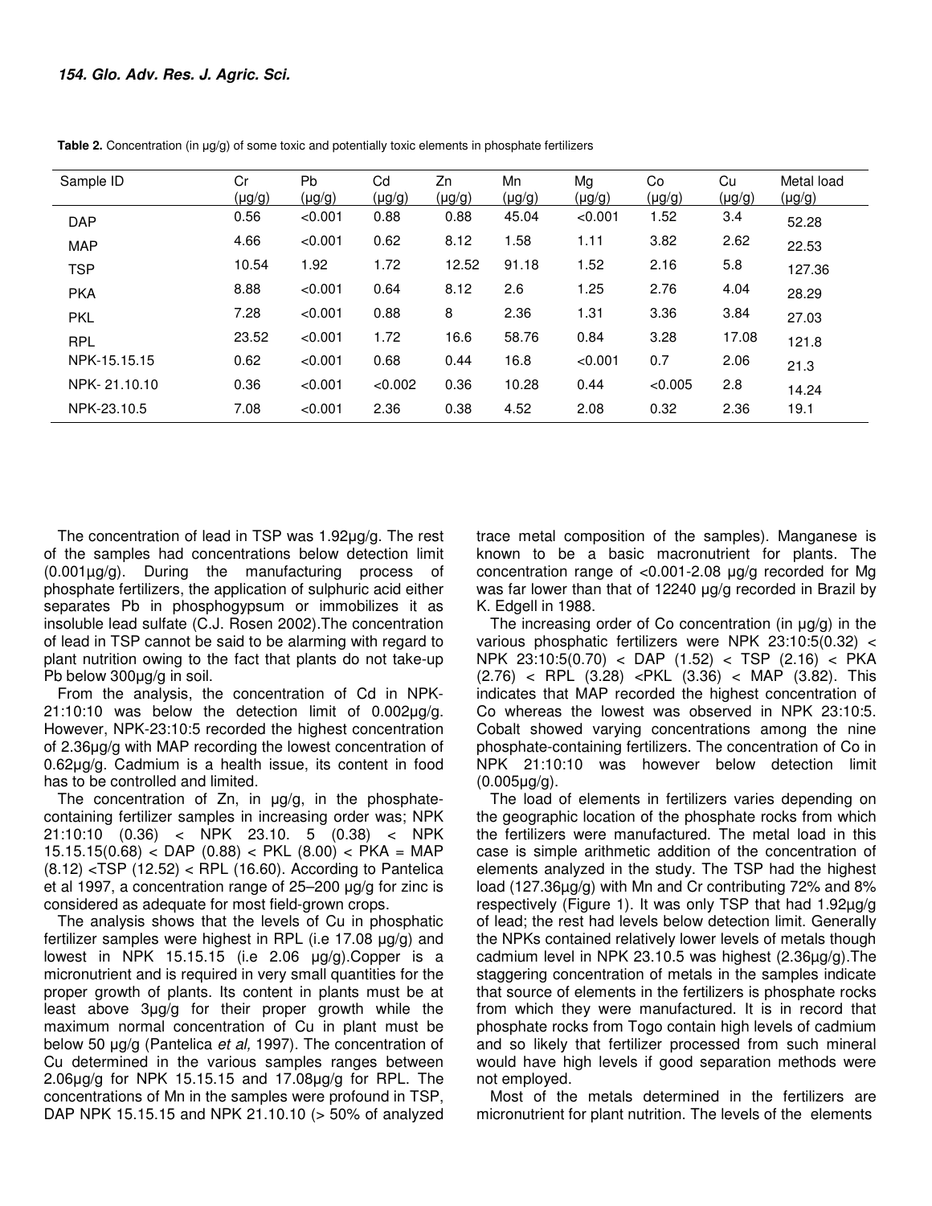**Table 2.** Concentration (in µg/g) of some toxic and potentially toxic elements in phosphate fertilizers

| Sample ID | Cr (µg/g) | Pb (µg/g) | Cd (µg/g) | Zn (µg/g) | Mn (µg/g) | Mg (µg/g) | Co (µg/g) | Cu (µg/g) | Metal load (µg/g) |
|---|---|---|---|---|---|---|---|---|---|
| DAP | 0.56 | <0.001 | 0.88 | 0.88 | 45.04 | <0.001 | 1.52 | 3.4 | 52.28 |
| MAP | 4.66 | <0.001 | 0.62 | 8.12 | 1.58 | 1.11 | 3.82 | 2.62 | 22.53 |
| TSP | 10.54 | 1.92 | 1.72 | 12.52 | 91.18 | 1.52 | 2.16 | 5.8 | 127.36 |
| PKA | 8.88 | <0.001 | 0.64 | 8.12 | 2.6 | 1.25 | 2.76 | 4.04 | 28.29 |
| PKL | 7.28 | <0.001 | 0.88 | 8 | 2.36 | 1.31 | 3.36 | 3.84 | 27.03 |
| RPL | 23.52 | <0.001 | 1.72 | 16.6 | 58.76 | 0.84 | 3.28 | 17.08 | 121.8 |
| NPK-15.15.15 | 0.62 | <0.001 | 0.68 | 0.44 | 16.8 | <0.001 | 0.7 | 2.06 | 21.3 |
| NPK- 21.10.10 | 0.36 | <0.001 | <0.002 | 0.36 | 10.28 | 0.44 | <0.005 | 2.8 | 14.24 |
| NPK-23.10.5 | 7.08 | <0.001 | 2.36 | 0.38 | 4.52 | 2.08 | 0.32 | 2.36 | 19.1 |

The concentration of lead in TSP was 1.92µg/g. The rest of the samples had concentrations below detection limit (0.001µg/g). During the manufacturing process of phosphate fertilizers, the application of sulphuric acid either separates Pb in phosphogypsum or immobilizes it as insoluble lead sulfate (C.J. Rosen 2002).The concentration of lead in TSP cannot be said to be alarming with regard to plant nutrition owing to the fact that plants do not take-up Pb below 300µg/g in soil.

From the analysis, the concentration of Cd in NPK-21:10:10 was below the detection limit of 0.002µg/g. However, NPK-23:10:5 recorded the highest concentration of 2.36µg/g with MAP recording the lowest concentration of 0.62µg/g. Cadmium is a health issue, its content in food has to be controlled and limited.

The concentration of Zn, in µg/g, in the phosphate-containing fertilizer samples in increasing order was; NPK 21:10:10 (0.36) < NPK 23.10. 5 (0.38) < NPK 15.15.15(0.68) < DAP (0.88) < PKL (8.00) < PKA = MAP (8.12) <TSP (12.52) < RPL (16.60). According to Pantelica et al 1997, a concentration range of 25–200 µg/g for zinc is considered as adequate for most field-grown crops.

The analysis shows that the levels of Cu in phosphatic fertilizer samples were highest in RPL (i.e 17.08 µg/g) and lowest in NPK 15.15.15 (i.e 2.06 µg/g).Copper is a micronutrient and is required in very small quantities for the proper growth of plants. Its content in plants must be at least above 3µg/g for their proper growth while the maximum normal concentration of Cu in plant must be below 50 µg/g (Pantelica *et al,* 1997). The concentration of Cu determined in the various samples ranges between 2.06µg/g for NPK 15.15.15 and 17.08µg/g for RPL. The concentrations of Mn in the samples were profound in TSP, DAP NPK 15.15.15 and NPK 21.10.10 (> 50% of analyzed trace metal composition of the samples). Manganese is known to be a basic macronutrient for plants. The concentration range of <0.001-2.08 µg/g recorded for Mg was far lower than that of 12240 µg/g recorded in Brazil by K. Edgell in 1988.

The increasing order of Co concentration (in µg/g) in the various phosphatic fertilizers were NPK 23:10:5(0.32) < NPK 23:10:5(0.70) < DAP (1.52) < TSP (2.16) < PKA (2.76) < RPL (3.28) <PKL (3.36) < MAP (3.82). This indicates that MAP recorded the highest concentration of Co whereas the lowest was observed in NPK 23:10:5. Cobalt showed varying concentrations among the nine phosphate-containing fertilizers. The concentration of Co in NPK 21:10:10 was however below detection limit (0.005µg/g).

The load of elements in fertilizers varies depending on the geographic location of the phosphate rocks from which the fertilizers were manufactured. The metal load in this case is simple arithmetic addition of the concentration of elements analyzed in the study. The TSP had the highest load (127.36µg/g) with Mn and Cr contributing 72% and 8% respectively (Figure 1). It was only TSP that had 1.92µg/g of lead; the rest had levels below detection limit. Generally the NPKs contained relatively lower levels of metals though cadmium level in NPK 23.10.5 was highest (2.36µg/g).The staggering concentration of metals in the samples indicate that source of elements in the fertilizers is phosphate rocks from which they were manufactured. It is in record that phosphate rocks from Togo contain high levels of cadmium and so likely that fertilizer processed from such mineral would have high levels if good separation methods were not employed.

Most of the metals determined in the fertilizers are micronutrient for plant nutrition. The levels of the elements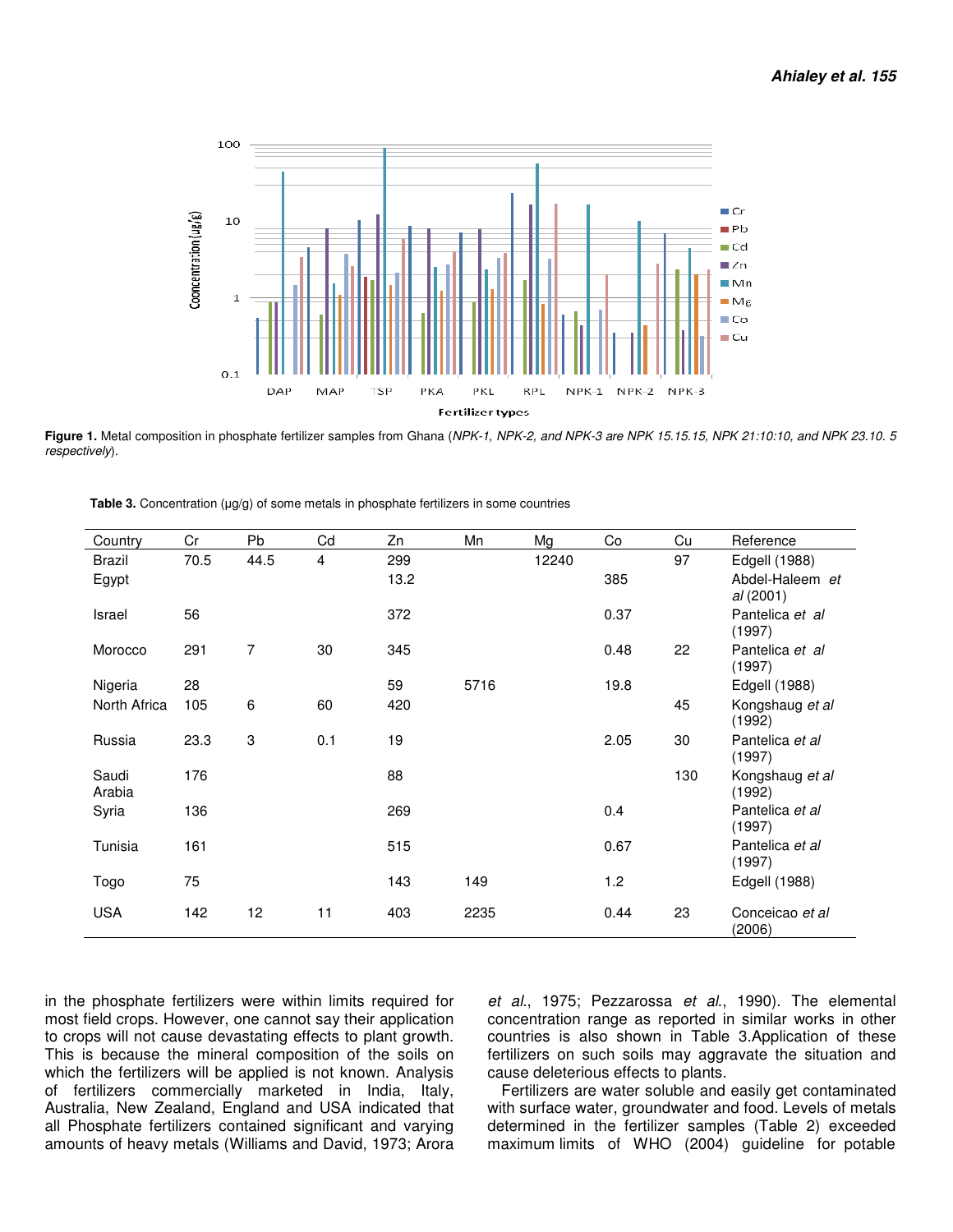**Figure 1.** Metal composition in phosphate fertilizer samples from Ghana (*NPK-1, NPK-2, and NPK-3 are NPK 15.15.15, NPK 21:10:10, and NPK 23.10. 5 respectively*).

**Table 3.** Concentration (µg/g) of some metals in phosphate fertilizers in some countries

| Country | Cr | Pb | Cd | Zn | Mn | Mg | Co | Cu | Reference |
|---|---|---|---|---|---|---|---|---|---|
| Brazil | 70.5 | 44.5 | 4 | 299 | | 12240 | | 97 | Edgell (1988) |
| Egypt | | | | 13.2 | | | 385 | | Abdel-Haleem *et al* (2001) |
| Israel | 56 | | | 372 | | | 0.37 | | Pantelica *et al* (1997) |
| Morocco | 291 | 7 | 30 | 345 | | | 0.48 | 22 | Pantelica *et al* (1997) |
| Nigeria | 28 | | | 59 | 5716 | | 19.8 | | Edgell (1988) |
| North Africa | 105 | 6 | 60 | 420 | | | | 45 | Kongshaug *et al* (1992) |
| Russia | 23.3 | 3 | 0.1 | 19 | | | 2.05 | 30 | Pantelica *et al* (1997) |
| Saudi Arabia | 176 | | | 88 | | | | 130 | Kongshaug *et al* (1992) |
| Syria | 136 | | | 269 | | | 0.4 | | Pantelica *et al* (1997) |
| Tunisia | 161 | | | 515 | | | 0.67 | | Pantelica *et al* (1997) |
| Togo | 75 | | | 143 | 149 | | 1.2 | | Edgell (1988) |
| USA | 142 | 12 | 11 | 403 | 2235 | | 0.44 | 23 | Conceicao *et al* (2006) |

in the phosphate fertilizers were within limits required for most field crops. However, one cannot say their application to crops will not cause devastating effects to plant growth. This is because the mineral composition of the soils on which the fertilizers will be applied is not known. Analysis of fertilizers commercially marketed in India, Italy, Australia, New Zealand, England and USA indicated that all Phosphate fertilizers contained significant and varying amounts of heavy metals (Williams and David, 1973; Arora *et al*., 1975; Pezzarossa *et al*., 1990). The elemental concentration range as reported in similar works in other countries is also shown in Table 3.Application of these fertilizers on such soils may aggravate the situation and cause deleterious effects to plants.

Fertilizers are water soluble and easily get contaminated with surface water, groundwater and food. Levels of metals determined in the fertilizer samples (Table 2) exceeded maximum limits of WHO (2004) guideline for potable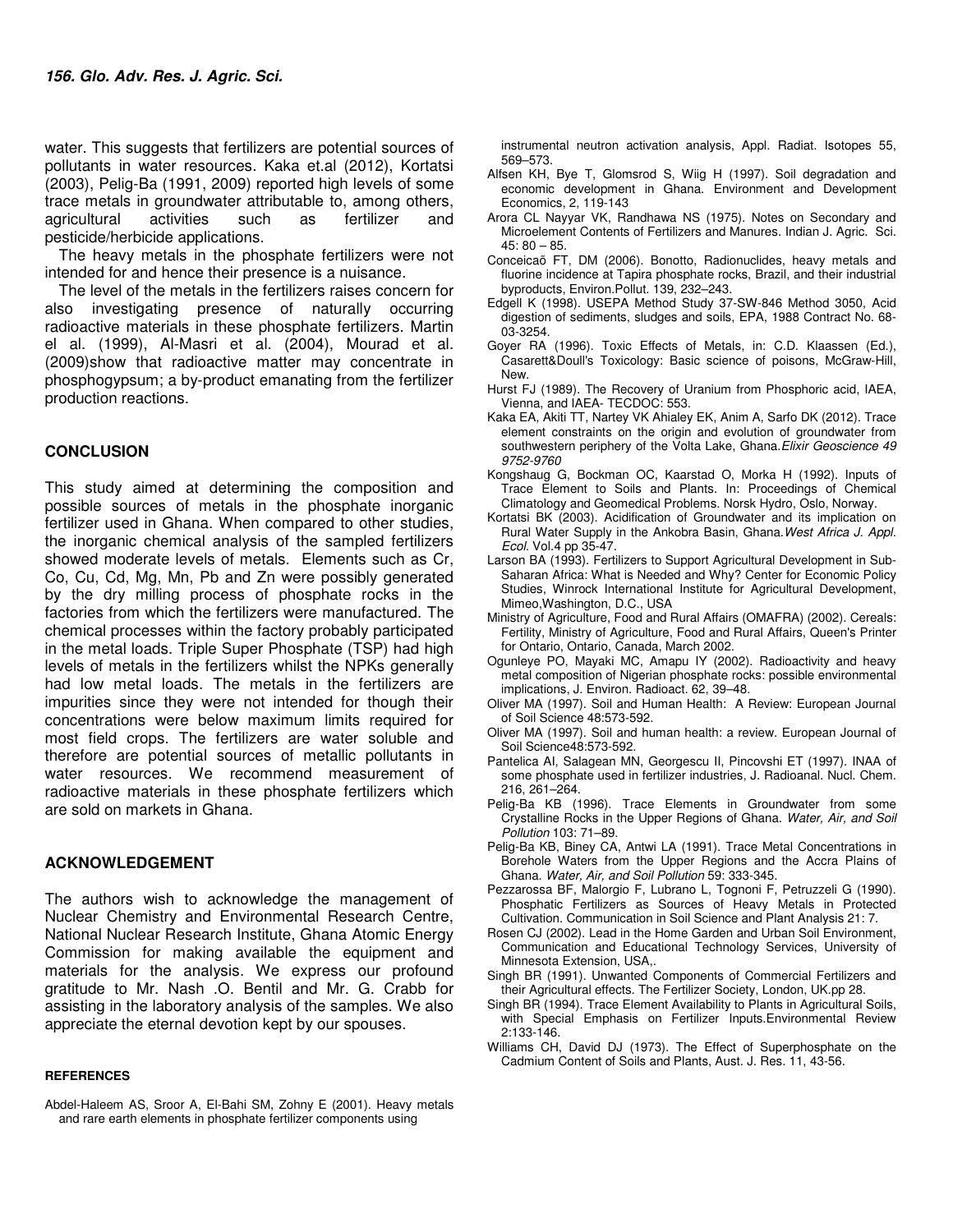water. This suggests that fertilizers are potential sources of pollutants in water resources. Kaka et.al (2012), Kortatsi (2003), Pelig-Ba (1991, 2009) reported high levels of some trace metals in groundwater attributable to, among others, agricultural activities such as fertilizer and pesticide/herbicide applications.

The heavy metals in the phosphate fertilizers were not intended for and hence their presence is a nuisance.

The level of the metals in the fertilizers raises concern for also investigating presence of naturally occurring radioactive materials in these phosphate fertilizers. Martin el al. (1999), Al-Masri et al. (2004), Mourad et al. (2009)show that radioactive matter may concentrate in phosphogypsum; a by-product emanating from the fertilizer production reactions.

## CONCLUSION

This study aimed at determining the composition and possible sources of metals in the phosphate inorganic fertilizer used in Ghana. When compared to other studies, the inorganic chemical analysis of the sampled fertilizers showed moderate levels of metals. Elements such as Cr, Co, Cu, Cd, Mg, Mn, Pb and Zn were possibly generated by the dry milling process of phosphate rocks in the factories from which the fertilizers were manufactured. The chemical processes within the factory probably participated in the metal loads. Triple Super Phosphate (TSP) had high levels of metals in the fertilizers whilst the NPKs generally had low metal loads. The metals in the fertilizers are impurities since they were not intended for though their concentrations were below maximum limits required for most field crops. The fertilizers are water soluble and therefore are potential sources of metallic pollutants in water resources. We recommend measurement of radioactive materials in these phosphate fertilizers which are sold on markets in Ghana.

## ACKNOWLEDGEMENT

The authors wish to acknowledge the management of Nuclear Chemistry and Environmental Research Centre, National Nuclear Research Institute, Ghana Atomic Energy Commission for making available the equipment and materials for the analysis. We express our profound gratitude to Mr. Nash .O. Bentil and Mr. G. Crabb for assisting in the laboratory analysis of the samples. We also appreciate the eternal devotion kept by our spouses.

## REFERENCES

Abdel-Haleem AS, Sroor A, El-Bahi SM, Zohny E (2001). Heavy metals and rare earth elements in phosphate fertilizer components using instrumental neutron activation analysis, Appl. Radiat. Isotopes 55, 569–573.

Alfsen KH, Bye T, Glomsrod S, Wiig H (1997). Soil degradation and economic development in Ghana. Environment and Development Economics, 2, 119-143

Arora CL Nayyar VK, Randhawa NS (1975). Notes on Secondary and Microelement Contents of Fertilizers and Manures. Indian J. Agric. Sci. 45: 80 – 85.

Conceicaõ FT, DM (2006). Bonotto, Radionuclides, heavy metals and fluorine incidence at Tapira phosphate rocks, Brazil, and their industrial byproducts, Environ.Pollut. 139, 232–243.

Edgell K (1998). USEPA Method Study 37-SW-846 Method 3050, Acid digestion of sediments, sludges and soils, EPA, 1988 Contract No. 68-03-3254.

Goyer RA (1996). Toxic Effects of Metals, in: C.D. Klaassen (Ed.), Casarett&Doull's Toxicology: Basic science of poisons, McGraw-Hill, New.

Hurst FJ (1989). The Recovery of Uranium from Phosphoric acid, IAEA, Vienna, and IAEA- TECDOC: 553.

Kaka EA, Akiti TT, Nartey VK Ahialey EK, Anim A, Sarfo DK (2012). Trace element constraints on the origin and evolution of groundwater from southwestern periphery of the Volta Lake, Ghana.*Elixir Geoscience 49 9752-9760*

Kongshaug G, Bockman OC, Kaarstad O, Morka H (1992). Inputs of Trace Element to Soils and Plants. In: Proceedings of Chemical Climatology and Geomedical Problems. Norsk Hydro, Oslo, Norway.

Kortatsi BK (2003). Acidification of Groundwater and its implication on Rural Water Supply in the Ankobra Basin, Ghana.*West Africa J. Appl. Ecol.* Vol.4 pp 35-47.

Larson BA (1993). Fertilizers to Support Agricultural Development in Sub-Saharan Africa: What is Needed and Why? Center for Economic Policy Studies, Winrock International Institute for Agricultural Development, Mimeo,Washington, D.C., USA

Ministry of Agriculture, Food and Rural Affairs (OMAFRA) (2002). Cereals: Fertility, Ministry of Agriculture, Food and Rural Affairs, Queen's Printer for Ontario, Ontario, Canada, March 2002.

Ogunleye PO, Mayaki MC, Amapu IY (2002). Radioactivity and heavy metal composition of Nigerian phosphate rocks: possible environmental implications, J. Environ. Radioact. 62, 39–48.

Oliver MA (1997). Soil and Human Health: A Review: European Journal of Soil Science 48:573-592.

Oliver MA (1997). Soil and human health: a review. European Journal of Soil Science48:573-592.

Pantelica AI, Salagean MN, Georgescu II, Pincovshi ET (1997). INAA of some phosphate used in fertilizer industries, J. Radioanal. Nucl. Chem. 216, 261–264.

Pelig-Ba KB (1996). Trace Elements in Groundwater from some Crystalline Rocks in the Upper Regions of Ghana. *Water, Air, and Soil Pollution* 103: 71–89.

Pelig-Ba KB, Biney CA, Antwi LA (1991). Trace Metal Concentrations in Borehole Waters from the Upper Regions and the Accra Plains of Ghana. *Water, Air, and Soil Pollution* 59: 333-345.

Pezzarossa BF, Malorgio F, Lubrano L, Tognoni F, Petruzzeli G (1990). Phosphatic Fertilizers as Sources of Heavy Metals in Protected Cultivation. Communication in Soil Science and Plant Analysis 21: 7.

Rosen CJ (2002). Lead in the Home Garden and Urban Soil Environment, Communication and Educational Technology Services, University of Minnesota Extension, USA,.

Singh BR (1991). Unwanted Components of Commercial Fertilizers and their Agricultural effects. The Fertilizer Society, London, UK.pp 28.

Singh BR (1994). Trace Element Availability to Plants in Agricultural Soils, with Special Emphasis on Fertilizer Inputs.Environmental Review 2:133-146.

Williams CH, David DJ (1973). The Effect of Superphosphate on the Cadmium Content of Soils and Plants, Aust. J. Res. 11, 43-56.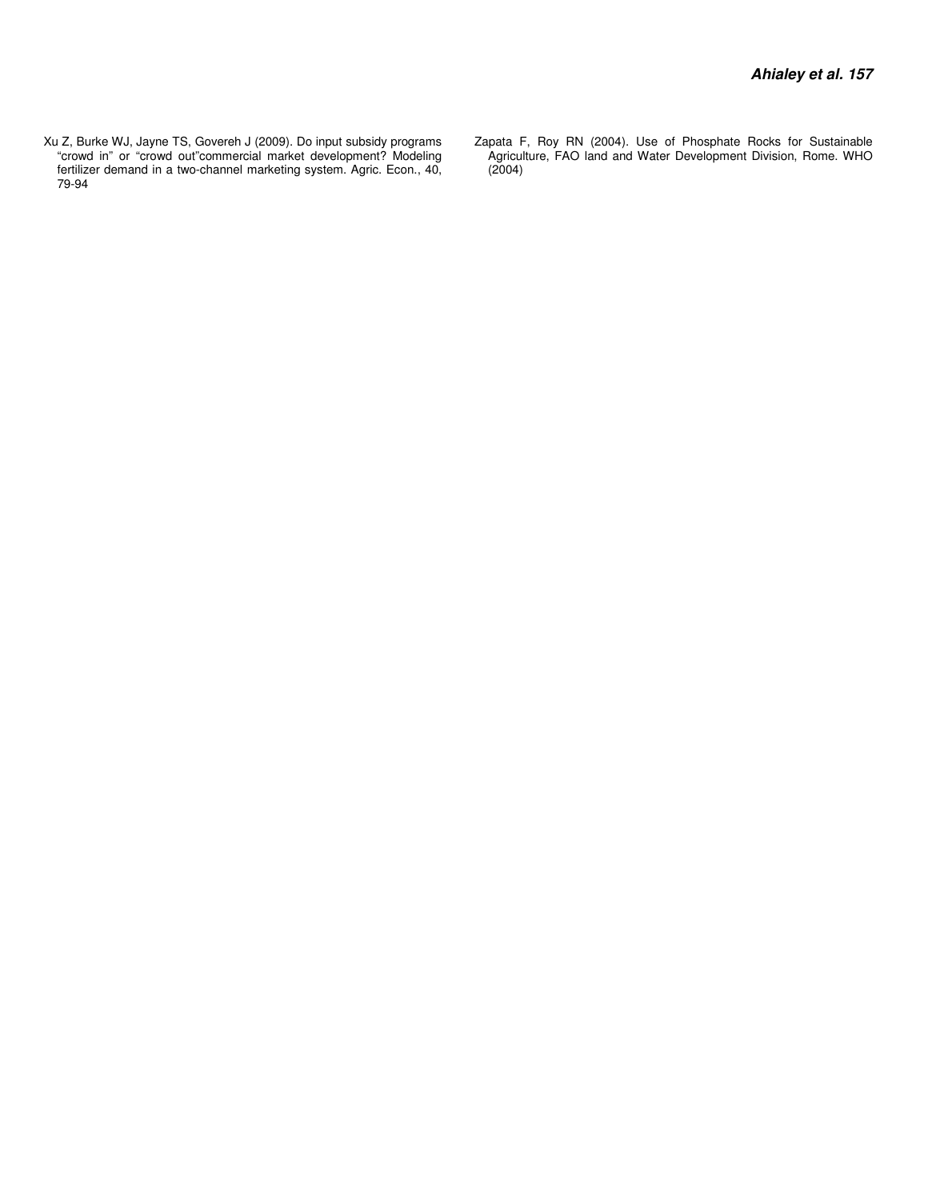Xu Z, Burke WJ, Jayne TS, Govereh J (2009). Do input subsidy programs "crowd in" or "crowd out"commercial market development? Modeling fertilizer demand in a two-channel marketing system. Agric. Econ., 40, 79-94

Zapata F, Roy RN (2004). Use of Phosphate Rocks for Sustainable Agriculture, FAO land and Water Development Division, Rome. WHO (2004)